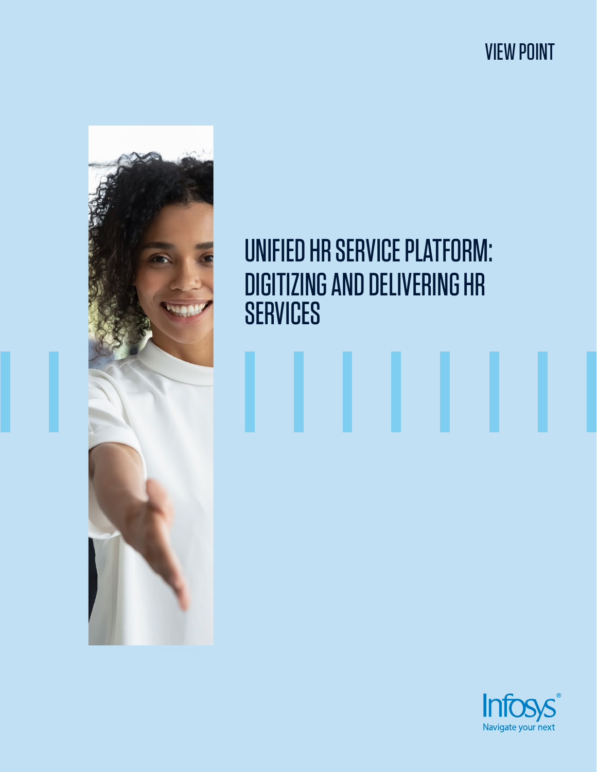VIEW POINT

# UNIFIED HR SERVICE PLATFORM: DIGITIZING AND DELIVERING HR SERVICES

Infosys®
Navigate your next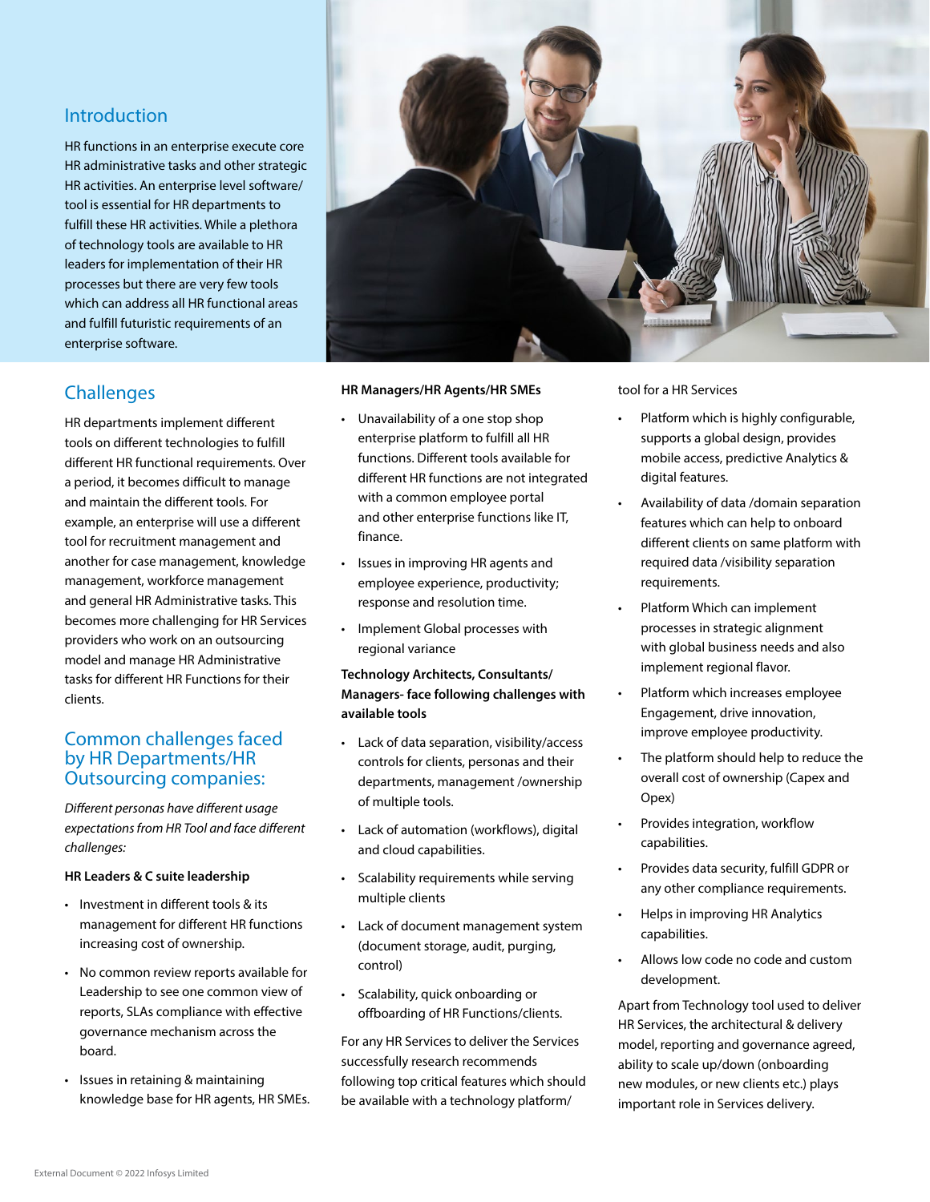## Introduction

HR functions in an enterprise execute core HR administrative tasks and other strategic HR activities. An enterprise level software/ tool is essential for HR departments to fulfill these HR activities. While a plethora of technology tools are available to HR leaders for implementation of their HR processes but there are very few tools which can address all HR functional areas and fulfill futuristic requirements of an enterprise software.

## Challenges

HR departments implement different tools on different technologies to fulfill different HR functional requirements. Over a period, it becomes difficult to manage and maintain the different tools. For example, an enterprise will use a different tool for recruitment management and another for case management, knowledge management, workforce management and general HR Administrative tasks. This becomes more challenging for HR Services providers who work on an outsourcing model and manage HR Administrative tasks for different HR Functions for their clients.

## Common challenges faced by HR Departments/HR Outsourcing companies:

*Different personas have different usage expectations from HR Tool and face different challenges:*

**HR Leaders & C suite leadership**

- Investment in different tools & its management for different HR functions increasing cost of ownership.
- No common review reports available for Leadership to see one common view of reports, SLAs compliance with effective governance mechanism across the board.
- Issues in retaining & maintaining knowledge base for HR agents, HR SMEs.

**HR Managers/HR Agents/HR SMEs**

- Unavailability of a one stop shop enterprise platform to fulfill all HR functions. Different tools available for different HR functions are not integrated with a common employee portal and other enterprise functions like IT, finance.
- Issues in improving HR agents and employee experience, productivity; response and resolution time.
- Implement Global processes with regional variance

**Technology Architects, Consultants/ Managers- face following challenges with available tools**

- Lack of data separation, visibility/access controls for clients, personas and their departments, management /ownership of multiple tools.
- Lack of automation (workflows), digital and cloud capabilities.
- Scalability requirements while serving multiple clients
- Lack of document management system (document storage, audit, purging, control)
- Scalability, quick onboarding or offboarding of HR Functions/clients.

For any HR Services to deliver the Services successfully research recommends following top critical features which should be available with a technology platform/ tool for a HR Services

- Platform which is highly configurable, supports a global design, provides mobile access, predictive Analytics & digital features.
- Availability of data /domain separation features which can help to onboard different clients on same platform with required data /visibility separation requirements.
- Platform Which can implement processes in strategic alignment with global business needs and also implement regional flavor.
- Platform which increases employee Engagement, drive innovation, improve employee productivity.
- The platform should help to reduce the overall cost of ownership (Capex and Opex)
- Provides integration, workflow capabilities.
- Provides data security, fulfill GDPR or any other compliance requirements.
- Helps in improving HR Analytics capabilities.
- Allows low code no code and custom development.

Apart from Technology tool used to deliver HR Services, the architectural & delivery model, reporting and governance agreed, ability to scale up/down (onboarding new modules, or new clients etc.) plays important role in Services delivery.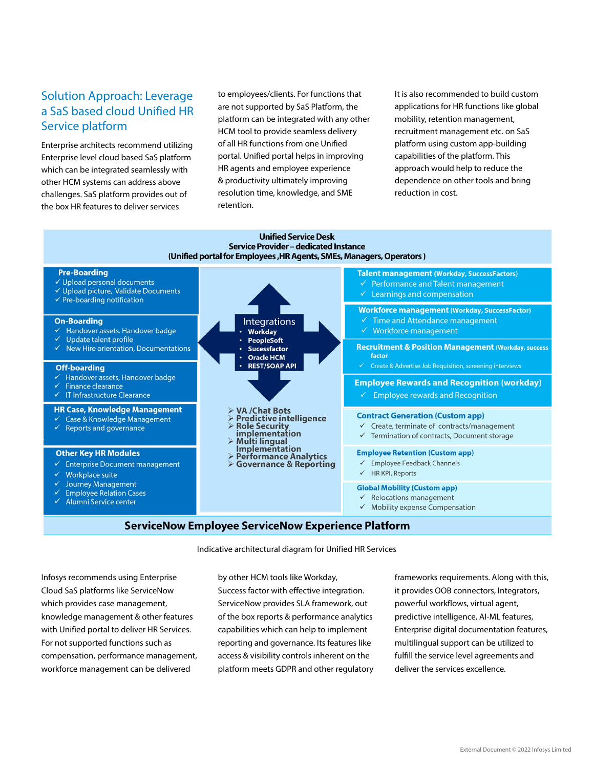## Solution Approach: Leverage a SaS based cloud Unified HR Service platform

Enterprise architects recommend utilizing Enterprise level cloud based SaS platform which can be integrated seamlessly with other HCM systems can address above challenges. SaS platform provides out of the box HR features to deliver services to employees/clients. For functions that are not supported by SaS Platform, the platform can be integrated with any other HCM tool to provide seamless delivery of all HR functions from one Unified portal. Unified portal helps in improving HR agents and employee experience & productivity ultimately improving resolution time, knowledge, and SME retention.

It is also recommended to build custom applications for HR functions like global mobility, retention management, recruitment management etc. on SaS platform using custom app-building capabilities of the platform. This approach would help to reduce the dependence on other tools and bring reduction in cost.

**Unified Service Desk**
**Service Provider – dedicated Instance**
**(Unified portal for Employees ,HR Agents, SMEs, Managers, Operators )**

**Pre-Boarding**
- ✓ Upload personal documents
- ✓ Upload picture, Validate Documents
- ✓ Pre-boarding notification

**On-Boarding**
- ✓ Handover assets. Handover badge
- ✓ Update talent profile
- ✓ New Hire orientation, Documentations

**Off-boarding**
- ✓ Handover assets, Handover badge
- ✓ Finance clearance
- ✓ IT Infrastructure Clearance

**HR Case, Knowledge Management**
- ✓ Case & Knowledge Management
- ✓ Reports and governance

**Other Key HR Modules**
- ✓ Enterprise Document management
- ✓ Workplace suite
- ✓ Journey Management
- ✓ Employee Relation Cases
- ✓ Alumni Service center

**Integrations**
- Workday
- PeopleSoft
- Sucessfactor
- Oracle HCM
- REST/SOAP API

- ➢ VA /Chat Bots
- ➢ Predictive intelligence
- ➢ Role Security implementation
- ➢ Multi lingual Implementation
- ➢ Performance Analytics
- ➢ Governance & Reporting

**Talent management (Workday, SuccessFactors)**
- ✓ Performance and Talent management
- ✓ Learnings and compensation

**Workforce management (Workday, SuccessFactor)**
- ✓ Time and Attendance management
- ✓ Workforce management

**Recruitment & Position Management (Workday, success factor)**
- ✓ Create & Advertise Job Requisition, screening interviews

**Employee Rewards and Recognition (workday)**
- ✓ Employee rewards and Recognition

**Contract Generation (Custom app)**
- ✓ Create, terminate of contracts/management
- ✓ Termination of contracts, Document storage

**Employee Retention (Custom app)**
- ✓ Employee Feedback Channels
- ✓ HR KPI, Reports

**Global Mobility (Custom app)**
- ✓ Relocations management
- ✓ Mobility expense Compensation

**ServiceNow Employee ServiceNow Experience Platform**

Indicative architectural diagram for Unified HR Services

Infosys recommends using Enterprise Cloud SaS platforms like ServiceNow which provides case management, knowledge management & other features with Unified portal to deliver HR Services. For not supported functions such as compensation, performance management, workforce management can be delivered by other HCM tools like Workday, Success factor with effective integration. ServiceNow provides SLA framework, out of the box reports & performance analytics capabilities which can help to implement reporting and governance. Its features like access & visibility controls inherent on the platform meets GDPR and other regulatory frameworks requirements. Along with this, it provides OOB connectors, Integrators, powerful workflows, virtual agent, predictive intelligence, AI-ML features, Enterprise digital documentation features, multilingual support can be utilized to fulfill the service level agreements and deliver the services excellence.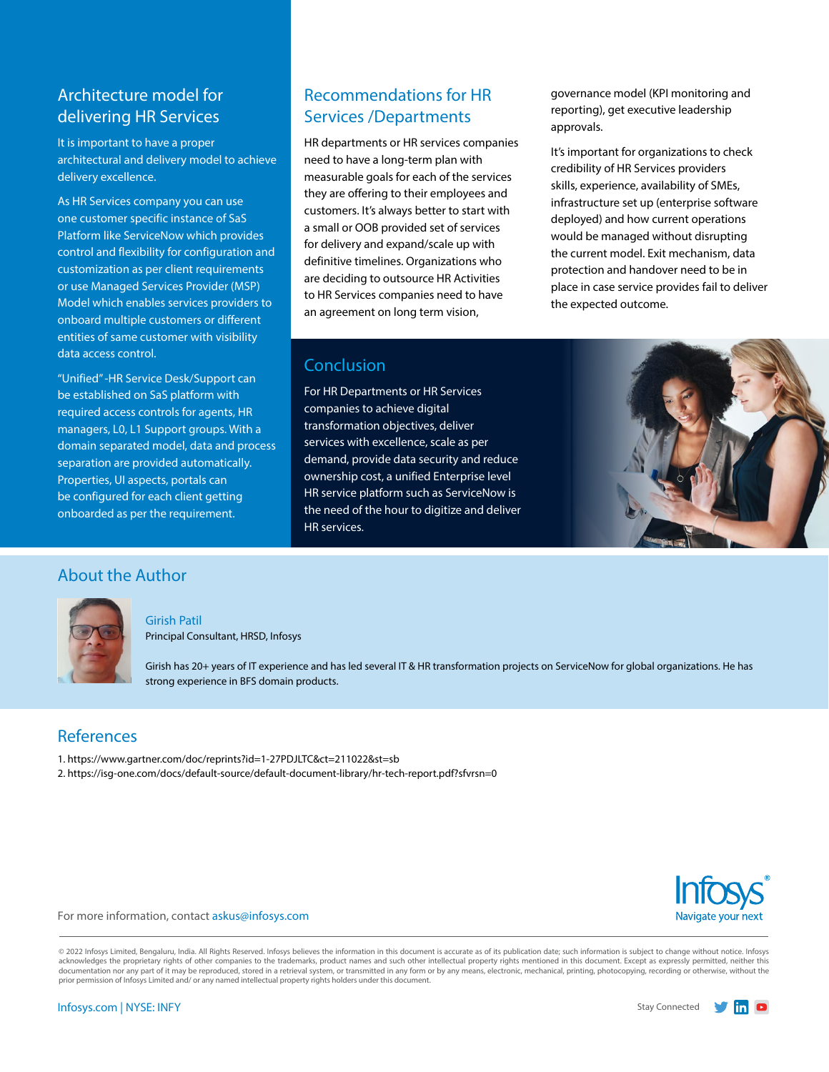## Architecture model for delivering HR Services

It is important to have a proper architectural and delivery model to achieve delivery excellence.

As HR Services company you can use one customer specific instance of SaS Platform like ServiceNow which provides control and flexibility for configuration and customization as per client requirements or use Managed Services Provider (MSP) Model which enables services providers to onboard multiple customers or different entities of same customer with visibility data access control.

"Unified"-HR Service Desk/Support can be established on SaS platform with required access controls for agents, HR managers, L0, L1 Support groups. With a domain separated model, data and process separation are provided automatically. Properties, UI aspects, portals can be configured for each client getting onboarded as per the requirement.

## Recommendations for HR Services /Departments

HR departments or HR services companies need to have a long-term plan with measurable goals for each of the services they are offering to their employees and customers. It's always better to start with a small or OOB provided set of services for delivery and expand/scale up with definitive timelines. Organizations who are deciding to outsource HR Activities to HR Services companies need to have an agreement on long term vision, governance model (KPI monitoring and reporting), get executive leadership approvals.

It's important for organizations to check credibility of HR Services providers skills, experience, availability of SMEs, infrastructure set up (enterprise software deployed) and how current operations would be managed without disrupting the current model. Exit mechanism, data protection and handover need to be in place in case service provides fail to deliver the expected outcome.

## Conclusion

For HR Departments or HR Services companies to achieve digital transformation objectives, deliver services with excellence, scale as per demand, provide data security and reduce ownership cost, a unified Enterprise level HR service platform such as ServiceNow is the need of the hour to digitize and deliver HR services.

## About the Author

**Girish Patil**
Principal Consultant, HRSD, Infosys

Girish has 20+ years of IT experience and has led several IT & HR transformation projects on ServiceNow for global organizations. He has strong experience in BFS domain products.

## References

1. https://www.gartner.com/doc/reprints?id=1-27PDJLTC&ct=211022&st=sb
2. https://isg-one.com/docs/default-source/default-document-library/hr-tech-report.pdf?sfvrsn=0

For more information, contact askus@infosys.com

Infosys®
Navigate your next

© 2022 Infosys Limited, Bengaluru, India. All Rights Reserved. Infosys believes the information in this document is accurate as of its publication date; such information is subject to change without notice. Infosys acknowledges the proprietary rights of other companies to the trademarks, product names and such other intellectual property rights mentioned in this document. Except as expressly permitted, neither this documentation nor any part of it may be reproduced, stored in a retrieval system, or transmitted in any form or by any means, electronic, mechanical, printing, photocopying, recording or otherwise, without the prior permission of Infosys Limited and/ or any named intellectual property rights holders under this document.

Infosys.com | NYSE: INFY

Stay Connected